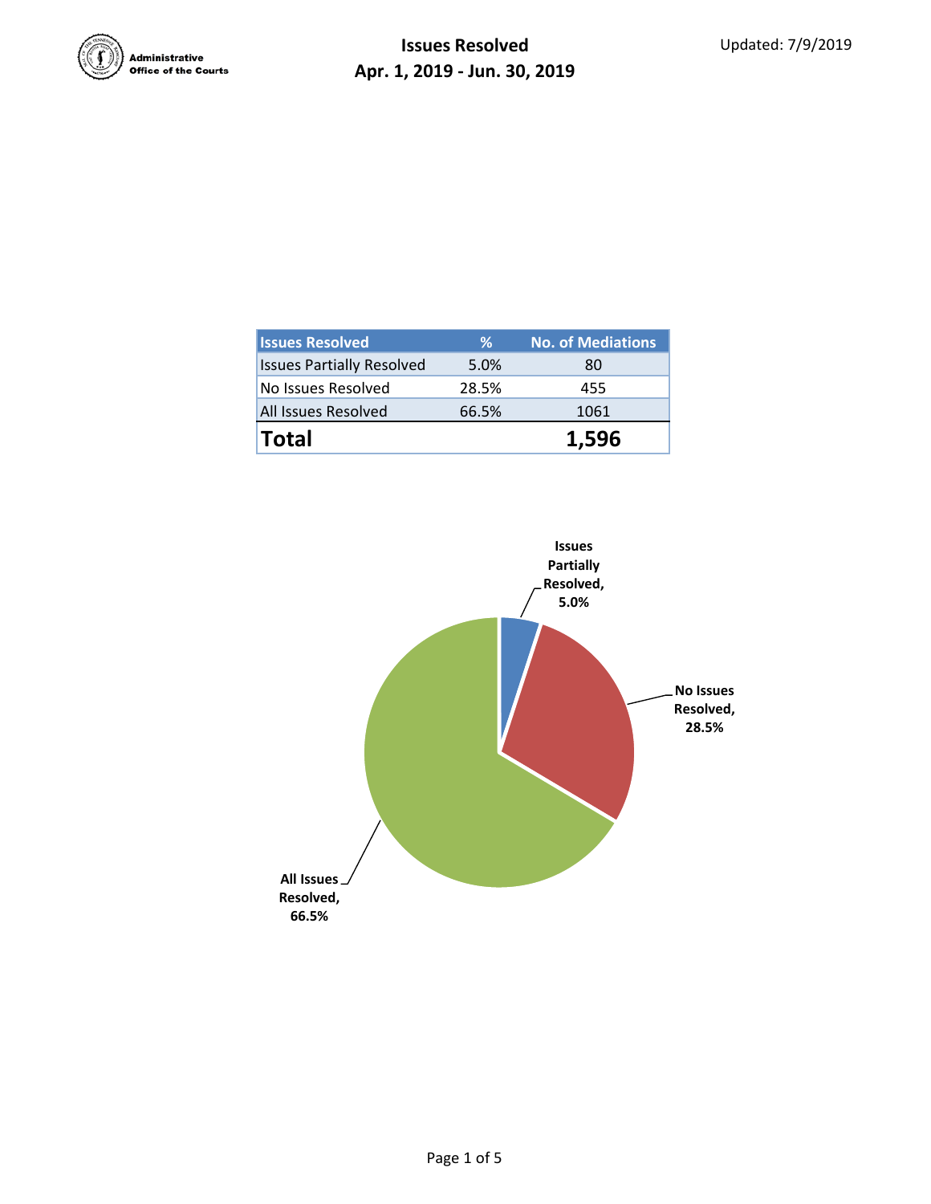Administrative Office of the Courts

# Issues Resolved
## Apr. 1, 2019 - Jun. 30, 2019

Updated: 7/9/2019

| Issues Resolved | % | No. of Mediations |
|---|---|---|
| Issues Partially Resolved | 5.0% | 80 |
| No Issues Resolved | 28.5% | 455 |
| All Issues Resolved | 66.5% | 1061 |
| **Total** | | **1,596** |

Issues Partially Resolved, 5.0%

No Issues Resolved, 28.5%

All Issues Resolved, 66.5%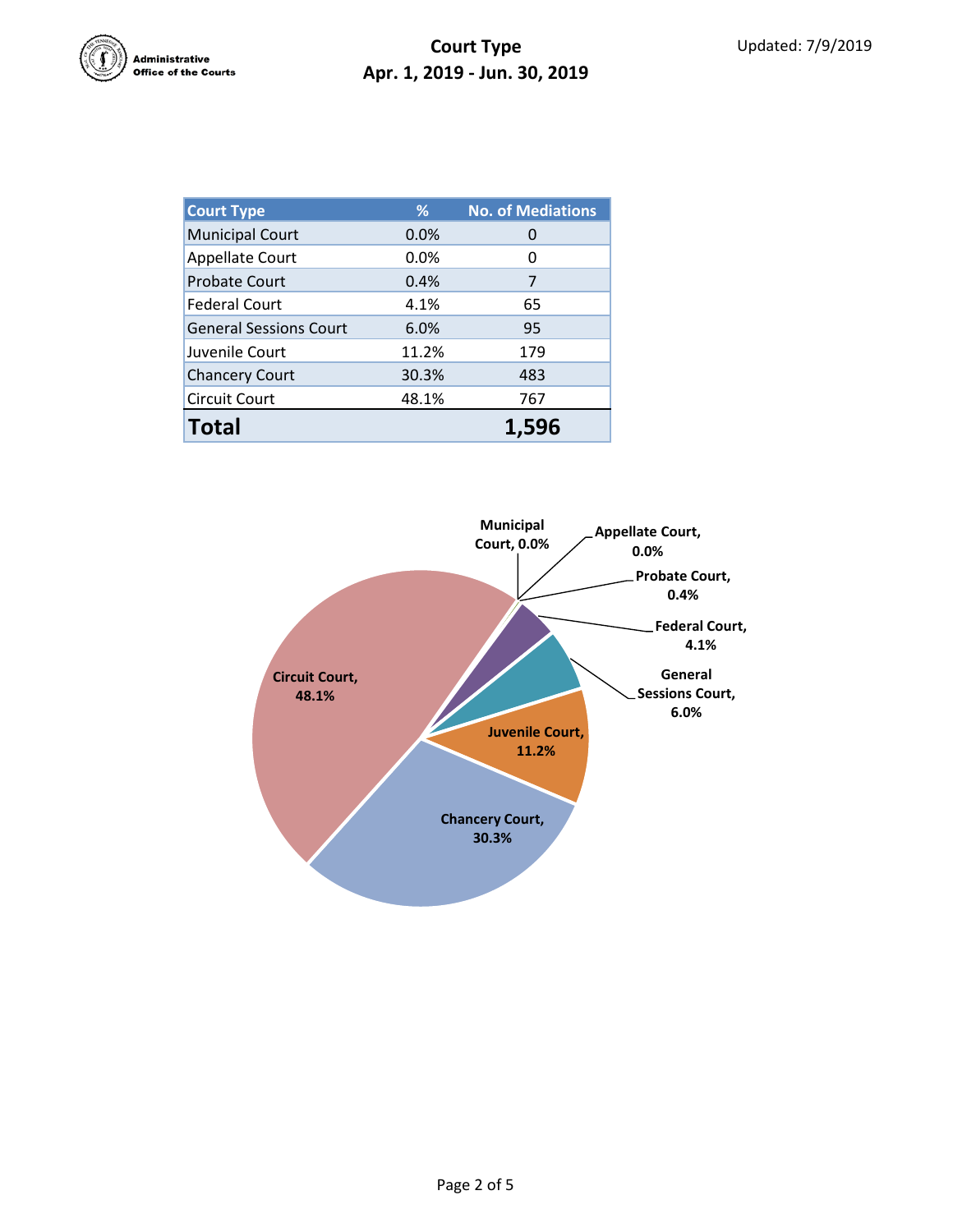Administrative Office of the Courts

# Court Type
## Apr. 1, 2019 - Jun. 30, 2019

Updated: 7/9/2019

| Court Type | % | No. of Mediations |
|---|---|---|
| Municipal Court | 0.0% | 0 |
| Appellate Court | 0.0% | 0 |
| Probate Court | 0.4% | 7 |
| Federal Court | 4.1% | 65 |
| General Sessions Court | 6.0% | 95 |
| Juvenile Court | 11.2% | 179 |
| Chancery Court | 30.3% | 483 |
| Circuit Court | 48.1% | 767 |
| **Total** | | **1,596** |

Municipal Court, 0.0%
Appellate Court, 0.0%
Probate Court, 0.4%
Federal Court, 4.1%
General Sessions Court, 6.0%
Juvenile Court, 11.2%
Chancery Court, 30.3%
Circuit Court, 48.1%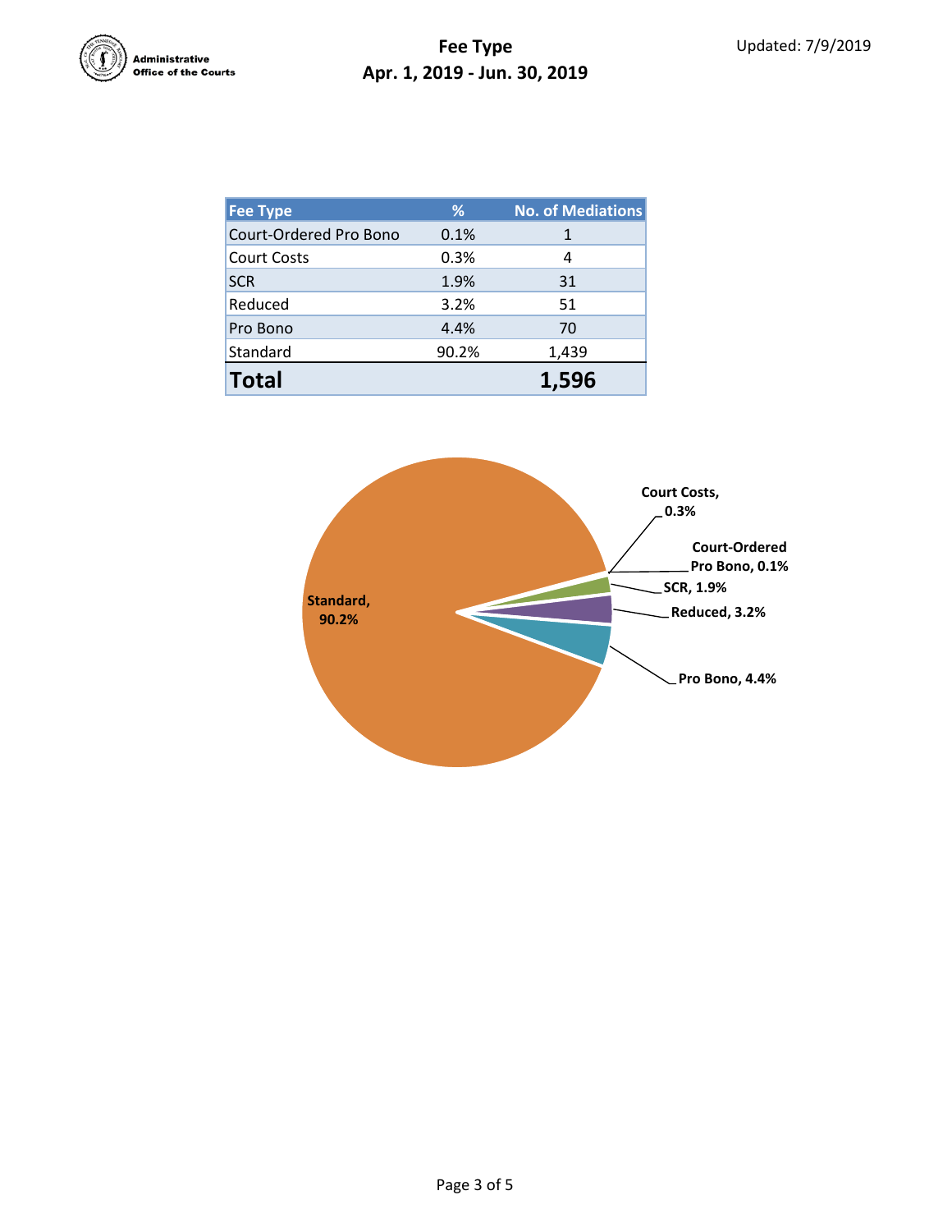# Fee Type

## Apr. 1, 2019 - Jun. 30, 2019

Updated: 7/9/2019

| Fee Type | % | No. of Mediations |
|---|---|---|
| Court-Ordered Pro Bono | 0.1% | 1 |
| Court Costs | 0.3% | 4 |
| SCR | 1.9% | 31 |
| Reduced | 3.2% | 51 |
| Pro Bono | 4.4% | 70 |
| Standard | 90.2% | 1,439 |
| **Total** | | **1,596** |

Standard, 90.2%
Court Costs, 0.3%
Court-Ordered Pro Bono, 0.1%
SCR, 1.9%
Reduced, 3.2%
Pro Bono, 4.4%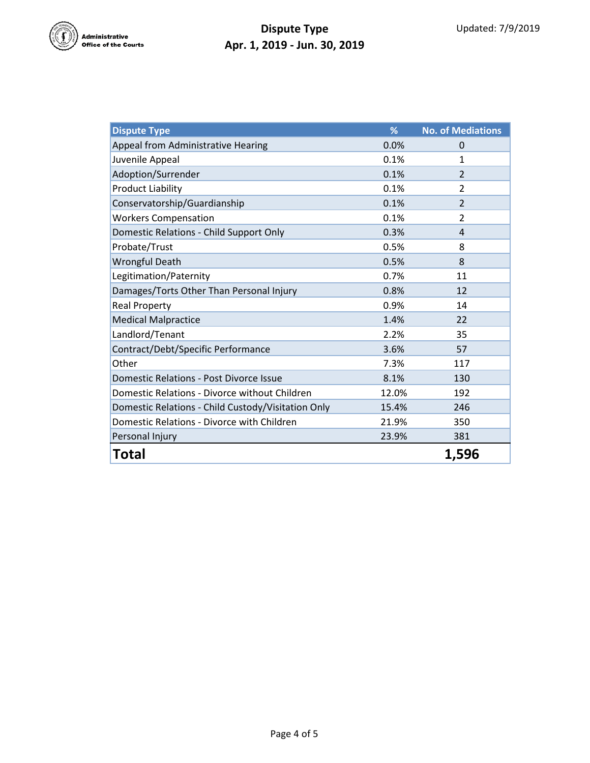Administrative Office of the Courts

# Dispute Type
## Apr. 1, 2019 - Jun. 30, 2019

Updated: 7/9/2019

| Dispute Type | % | No. of Mediations |
| --- | --- | --- |
| Appeal from Administrative Hearing | 0.0% | 0 |
| Juvenile Appeal | 0.1% | 1 |
| Adoption/Surrender | 0.1% | 2 |
| Product Liability | 0.1% | 2 |
| Conservatorship/Guardianship | 0.1% | 2 |
| Workers Compensation | 0.1% | 2 |
| Domestic Relations - Child Support Only | 0.3% | 4 |
| Probate/Trust | 0.5% | 8 |
| Wrongful Death | 0.5% | 8 |
| Legitimation/Paternity | 0.7% | 11 |
| Damages/Torts Other Than Personal Injury | 0.8% | 12 |
| Real Property | 0.9% | 14 |
| Medical Malpractice | 1.4% | 22 |
| Landlord/Tenant | 2.2% | 35 |
| Contract/Debt/Specific Performance | 3.6% | 57 |
| Other | 7.3% | 117 |
| Domestic Relations - Post Divorce Issue | 8.1% | 130 |
| Domestic Relations - Divorce without Children | 12.0% | 192 |
| Domestic Relations - Child Custody/Visitation Only | 15.4% | 246 |
| Domestic Relations - Divorce with Children | 21.9% | 350 |
| Personal Injury | 23.9% | 381 |
| **Total** | | **1,596** |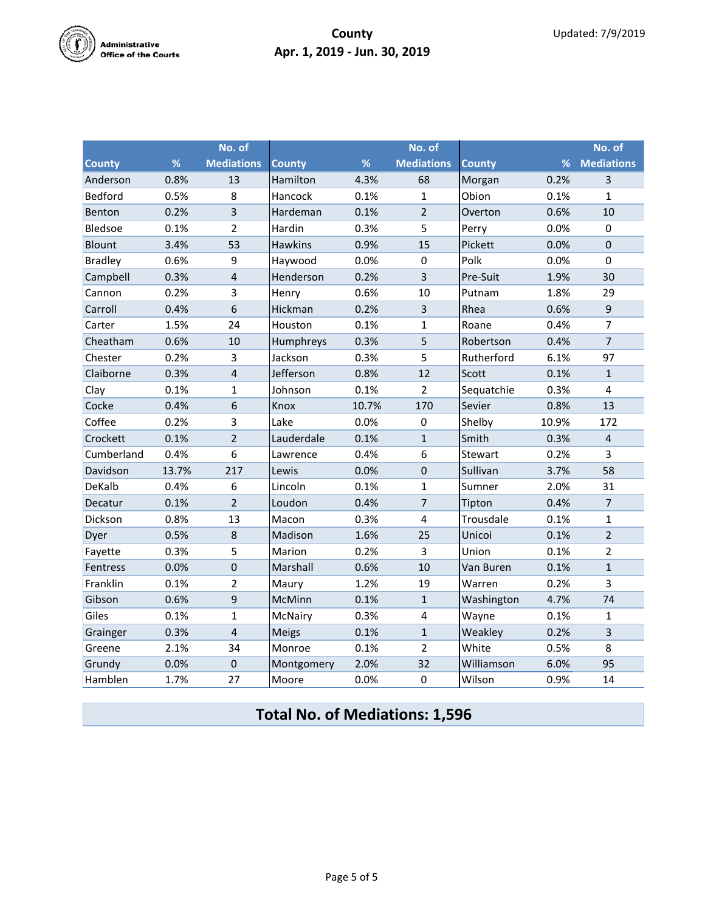# County

## Apr. 1, 2019 - Jun. 30, 2019

Updated: 7/9/2019

Administrative Office of the Courts

| County | % | No. of Mediations | County | % | No. of Mediations | County | % | No. of Mediations |
|---|---|---|---|---|---|---|---|---|
| Anderson | 0.8% | 13 | Hamilton | 4.3% | 68 | Morgan | 0.2% | 3 |
| Bedford | 0.5% | 8 | Hancock | 0.1% | 1 | Obion | 0.1% | 1 |
| Benton | 0.2% | 3 | Hardeman | 0.1% | 2 | Overton | 0.6% | 10 |
| Bledsoe | 0.1% | 2 | Hardin | 0.3% | 5 | Perry | 0.0% | 0 |
| Blount | 3.4% | 53 | Hawkins | 0.9% | 15 | Pickett | 0.0% | 0 |
| Bradley | 0.6% | 9 | Haywood | 0.0% | 0 | Polk | 0.0% | 0 |
| Campbell | 0.3% | 4 | Henderson | 0.2% | 3 | Pre-Suit | 1.9% | 30 |
| Cannon | 0.2% | 3 | Henry | 0.6% | 10 | Putnam | 1.8% | 29 |
| Carroll | 0.4% | 6 | Hickman | 0.2% | 3 | Rhea | 0.6% | 9 |
| Carter | 1.5% | 24 | Houston | 0.1% | 1 | Roane | 0.4% | 7 |
| Cheatham | 0.6% | 10 | Humphreys | 0.3% | 5 | Robertson | 0.4% | 7 |
| Chester | 0.2% | 3 | Jackson | 0.3% | 5 | Rutherford | 6.1% | 97 |
| Claiborne | 0.3% | 4 | Jefferson | 0.8% | 12 | Scott | 0.1% | 1 |
| Clay | 0.1% | 1 | Johnson | 0.1% | 2 | Sequatchie | 0.3% | 4 |
| Cocke | 0.4% | 6 | Knox | 10.7% | 170 | Sevier | 0.8% | 13 |
| Coffee | 0.2% | 3 | Lake | 0.0% | 0 | Shelby | 10.9% | 172 |
| Crockett | 0.1% | 2 | Lauderdale | 0.1% | 1 | Smith | 0.3% | 4 |
| Cumberland | 0.4% | 6 | Lawrence | 0.4% | 6 | Stewart | 0.2% | 3 |
| Davidson | 13.7% | 217 | Lewis | 0.0% | 0 | Sullivan | 3.7% | 58 |
| DeKalb | 0.4% | 6 | Lincoln | 0.1% | 1 | Sumner | 2.0% | 31 |
| Decatur | 0.1% | 2 | Loudon | 0.4% | 7 | Tipton | 0.4% | 7 |
| Dickson | 0.8% | 13 | Macon | 0.3% | 4 | Trousdale | 0.1% | 1 |
| Dyer | 0.5% | 8 | Madison | 1.6% | 25 | Unicoi | 0.1% | 2 |
| Fayette | 0.3% | 5 | Marion | 0.2% | 3 | Union | 0.1% | 2 |
| Fentress | 0.0% | 0 | Marshall | 0.6% | 10 | Van Buren | 0.1% | 1 |
| Franklin | 0.1% | 2 | Maury | 1.2% | 19 | Warren | 0.2% | 3 |
| Gibson | 0.6% | 9 | McMinn | 0.1% | 1 | Washington | 4.7% | 74 |
| Giles | 0.1% | 1 | McNairy | 0.3% | 4 | Wayne | 0.1% | 1 |
| Grainger | 0.3% | 4 | Meigs | 0.1% | 1 | Weakley | 0.2% | 3 |
| Greene | 2.1% | 34 | Monroe | 0.1% | 2 | White | 0.5% | 8 |
| Grundy | 0.0% | 0 | Montgomery | 2.0% | 32 | Williamson | 6.0% | 95 |
| Hamblen | 1.7% | 27 | Moore | 0.0% | 0 | Wilson | 0.9% | 14 |

**Total No. of Mediations: 1,596**